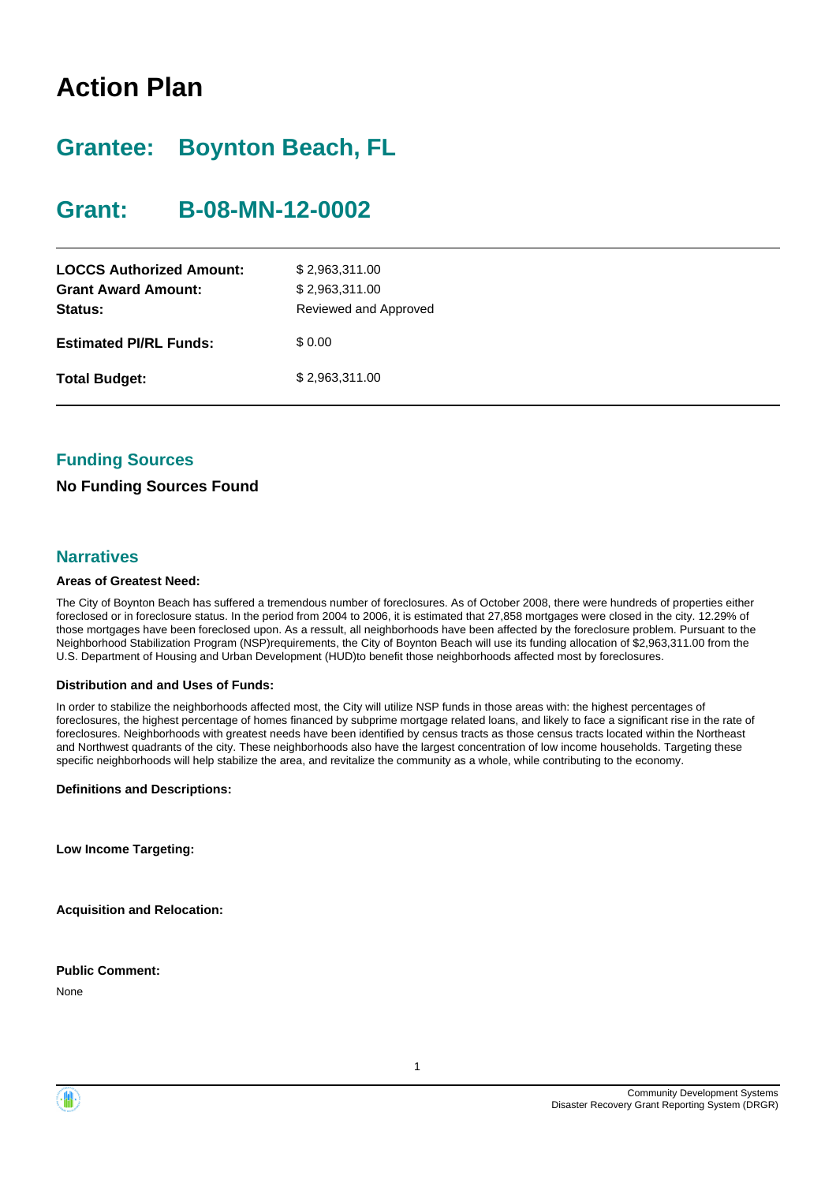# Action Plan

## Grantee: Boynton Beach, FL

## Grant: B-08-MN-12-0002

| | |
|---|---|
| **LOCCS Authorized Amount:** | $ 2,963,311.00 |
| **Grant Award Amount:** | $ 2,963,311.00 |
| **Status:** | Reviewed and Approved |
| **Estimated PI/RL Funds:** | $ 0.00 |
| **Total Budget:** | $ 2,963,311.00 |

### Funding Sources

**No Funding Sources Found**

### Narratives

**Areas of Greatest Need:**

The City of Boynton Beach has suffered a tremendous number of foreclosures. As of October 2008, there were hundreds of properties either foreclosed or in foreclosure status. In the period from 2004 to 2006, it is estimated that 27,858 mortgages were closed in the city. 12.29% of those mortgages have been foreclosed upon. As a ressult, all neighborhoods have been affected by the foreclosure problem. Pursuant to the Neighborhood Stabilization Program (NSP)requirements, the City of Boynton Beach will use its funding allocation of $2,963,311.00 from the U.S. Department of Housing and Urban Development (HUD)to benefit those neighborhoods affected most by foreclosures.

**Distribution and and Uses of Funds:**

In order to stabilize the neighborhoods affected most, the City will utilize NSP funds in those areas with: the highest percentages of foreclosures, the highest percentage of homes financed by subprime mortgage related loans, and likely to face a significant rise in the rate of foreclosures. Neighborhoods with greatest needs have been identified by census tracts as those census tracts located within the Northeast and Northwest quadrants of the city. These neighborhoods also have the largest concentration of low income households. Targeting these specific neighborhoods will help stabilize the area, and revitalize the community as a whole, while contributing to the economy.

**Definitions and Descriptions:**

**Low Income Targeting:**

**Acquisition and Relocation:**

**Public Comment:**

None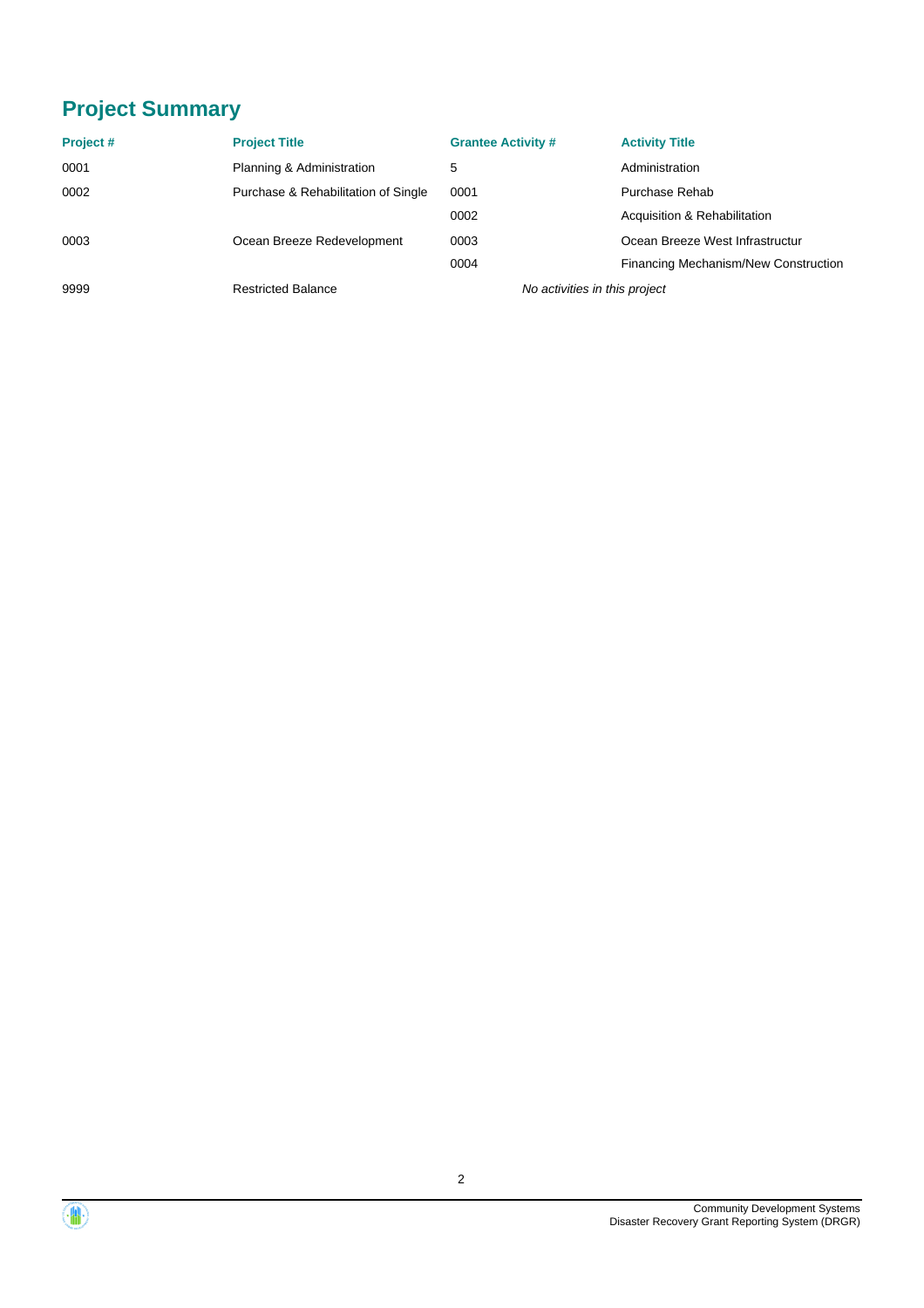## Project Summary

| Project # | Project Title | Grantee Activity # | Activity Title |
| --- | --- | --- | --- |
| 0001 | Planning & Administration | 5 | Administration |
| 0002 | Purchase & Rehabilitation of Single | 0001 | Purchase Rehab |
| | | 0002 | Acquisition & Rehabilitation |
| 0003 | Ocean Breeze Redevelopment | 0003 | Ocean Breeze West Infrastructur |
| | | 0004 | Financing Mechanism/New Construction |
| 9999 | Restricted Balance | *No activities in this project* | |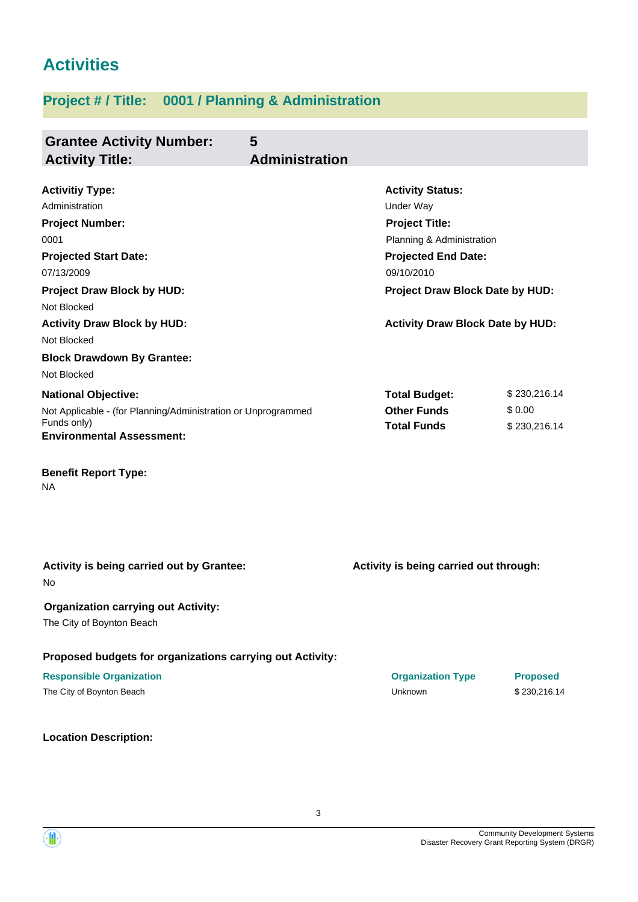# Activities

## Project # / Title: 0001 / Planning & Administration

**Grantee Activity Number:** 5
**Activity Title:** Administration

**Activitiy Type:**
Administration

**Activity Status:**
Under Way

**Project Number:**
0001

**Project Title:**
Planning & Administration

**Projected Start Date:**
07/13/2009

**Projected End Date:**
09/10/2010

**Project Draw Block by HUD:**
Not Blocked

**Project Draw Block Date by HUD:**

**Activity Draw Block by HUD:**
Not Blocked

**Activity Draw Block Date by HUD:**

**Block Drawdown By Grantee:**
Not Blocked

**National Objective:**
Not Applicable - (for Planning/Administration or Unprogrammed Funds only)

| | |
|---|---|
| **Total Budget:** | $ 230,216.14 |
| **Other Funds** | $ 0.00 |
| **Total Funds** | $ 230,216.14 |

**Environmental Assessment:**

**Benefit Report Type:**
NA

**Activity is being carried out by Grantee:**
No

**Activity is being carried out through:**

**Organization carrying out Activity:**
The City of Boynton Beach

**Proposed budgets for organizations carrying out Activity:**

| Responsible Organization | Organization Type | Proposed |
|---|---|---|
| The City of Boynton Beach | Unknown | $ 230,216.14 |

**Location Description:**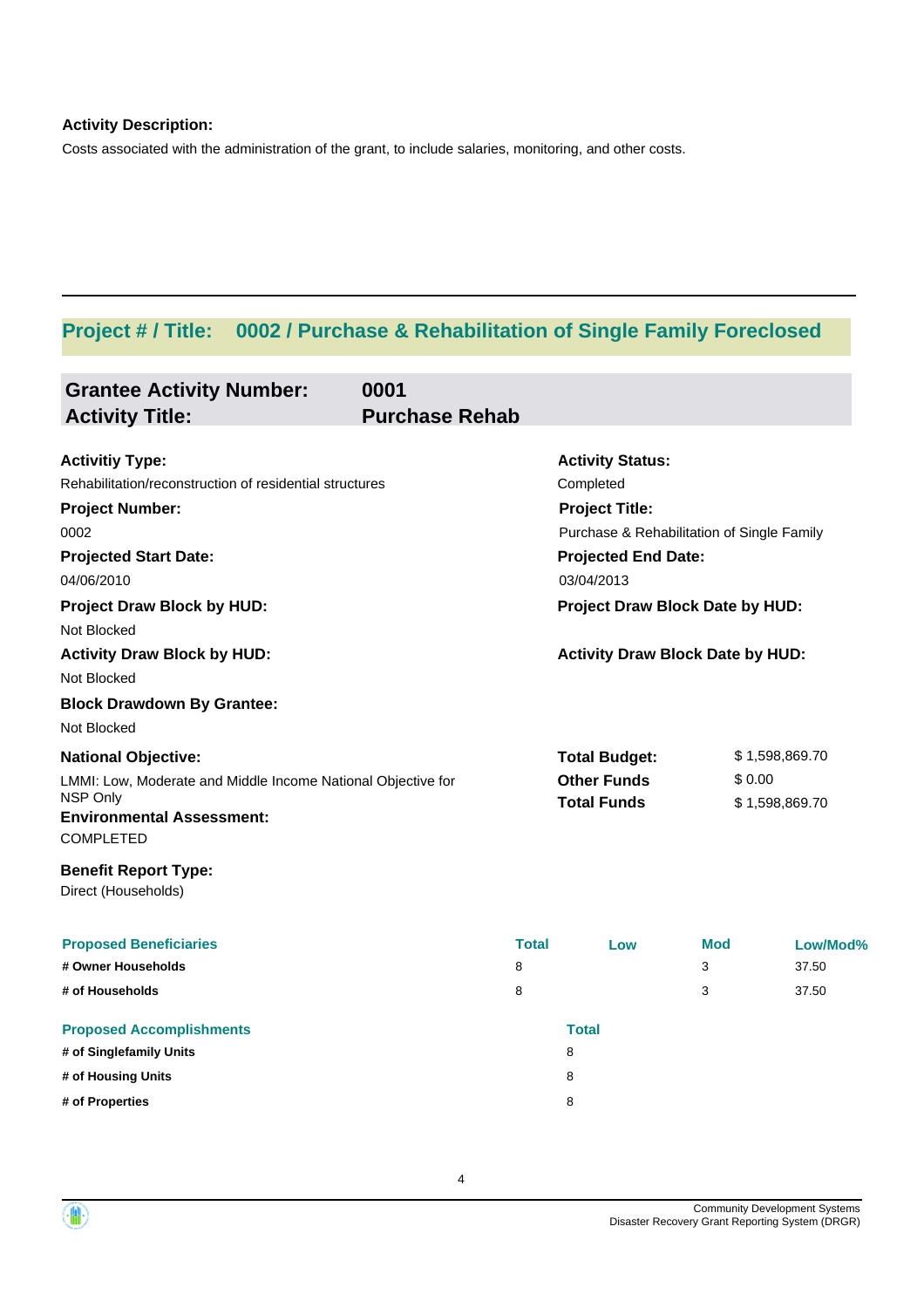**Activity Description:**

Costs associated with the administration of the grant, to include salaries, monitoring, and other costs.

---

## Project # / Title: 0002 / Purchase & Rehabilitation of Single Family Foreclosed

### Grantee Activity Number: 0001
### Activity Title: Purchase Rehab

**Activitiy Type:**
Rehabilitation/reconstruction of residential structures

**Activity Status:**
Completed

**Project Number:**
0002

**Project Title:**
Purchase & Rehabilitation of Single Family

**Projected Start Date:**
04/06/2010

**Projected End Date:**
03/04/2013

**Project Draw Block by HUD:**
Not Blocked

**Project Draw Block Date by HUD:**

**Activity Draw Block by HUD:**
Not Blocked

**Activity Draw Block Date by HUD:**

**Block Drawdown By Grantee:**
Not Blocked

**National Objective:**
LMMI: Low, Moderate and Middle Income National Objective for NSP Only

| | |
|---|---|
| **Total Budget:** | $ 1,598,869.70 |
| **Other Funds** | $ 0.00 |
| **Total Funds** | $ 1,598,869.70 |

**Environmental Assessment:**
COMPLETED

**Benefit Report Type:**
Direct (Households)

| Proposed Beneficiaries | Total | Low | Mod | Low/Mod% |
|---|---|---|---|---|
| # Owner Households | 8 | | 3 | 37.50 |
| # of Households | 8 | | 3 | 37.50 |

| Proposed Accomplishments | Total |
|---|---|
| # of Singlefamily Units | 8 |
| # of Housing Units | 8 |
| # of Properties | 8 |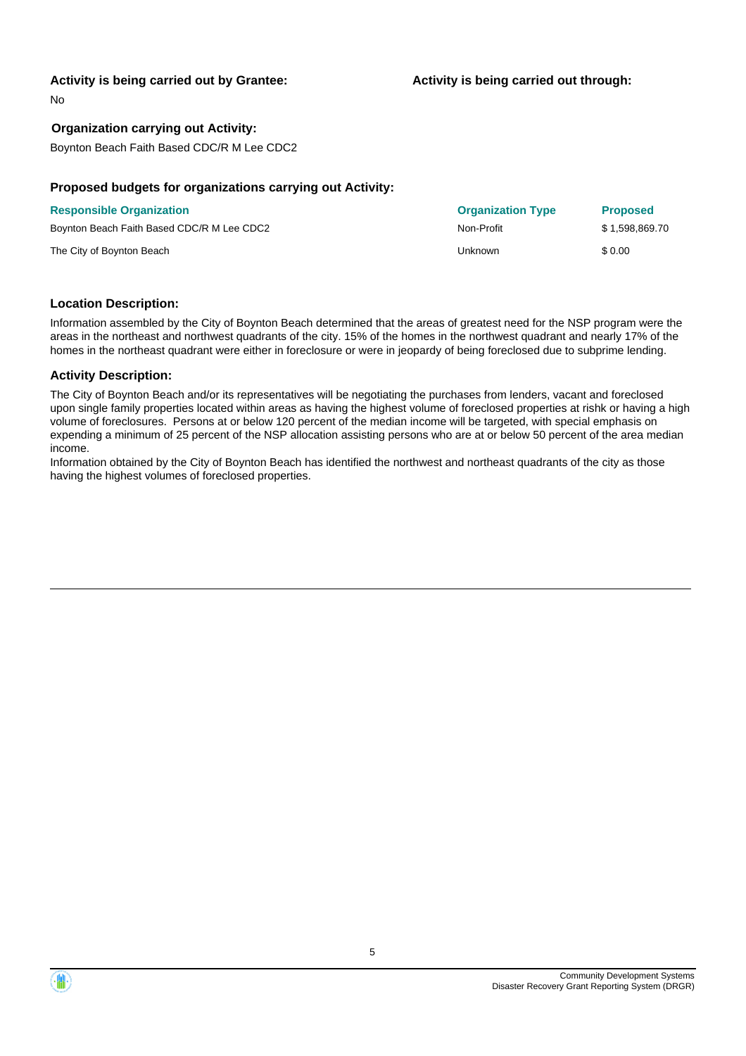**Activity is being carried out by Grantee:**

No

**Activity is being carried out through:**

**Organization carrying out Activity:**

Boynton Beach Faith Based CDC/R M Lee CDC2

**Proposed budgets for organizations carrying out Activity:**

| Responsible Organization | Organization Type | Proposed |
| --- | --- | --- |
| Boynton Beach Faith Based CDC/R M Lee CDC2 | Non-Profit | $ 1,598,869.70 |
| The City of Boynton Beach | Unknown | $ 0.00 |

**Location Description:**

Information assembled by the City of Boynton Beach determined that the areas of greatest need for the NSP program were the areas in the northeast and northwest quadrants of the city. 15% of the homes in the northwest quadrant and nearly 17% of the homes in the northeast quadrant were either in foreclosure or were in jeopardy of being foreclosed due to subprime lending.

**Activity Description:**

The City of Boynton Beach and/or its representatives will be negotiating the purchases from lenders, vacant and foreclosed upon single family properties located within areas as having the highest volume of foreclosed properties at rishk or having a high volume of foreclosures. Persons at or below 120 percent of the median income will be targeted, with special emphasis on expending a minimum of 25 percent of the NSP allocation assisting persons who are at or below 50 percent of the area median income.

Information obtained by the City of Boynton Beach has identified the northwest and northeast quadrants of the city as those having the highest volumes of foreclosed properties.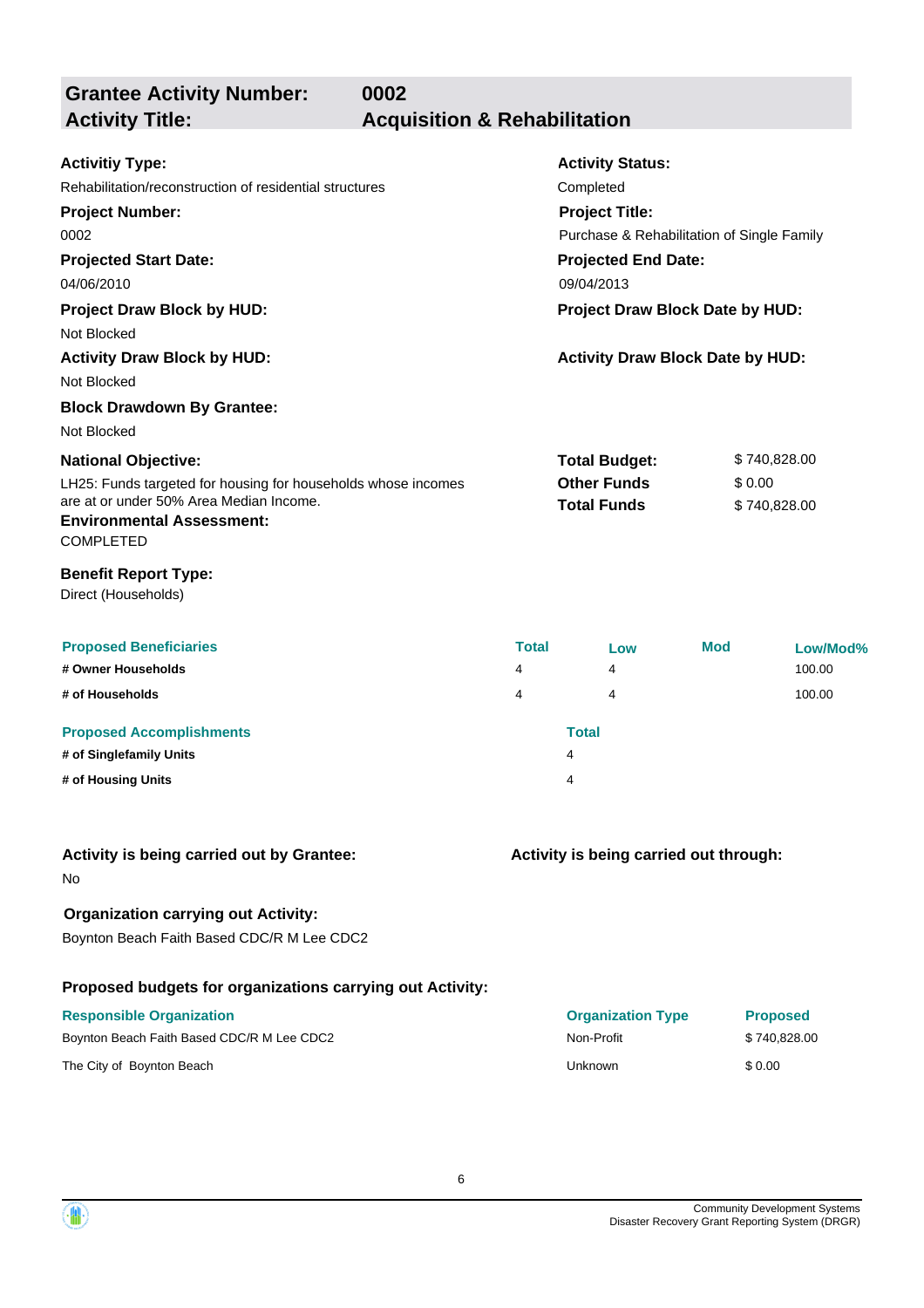## Grantee Activity Number: 0002
## Activity Title: Acquisition & Rehabilitation

**Activitiy Type:**
Rehabilitation/reconstruction of residential structures

**Activity Status:**
Completed

**Project Number:**
0002

**Project Title:**
Purchase & Rehabilitation of Single Family

**Projected Start Date:**
04/06/2010

**Projected End Date:**
09/04/2013

**Project Draw Block by HUD:**
Not Blocked

**Project Draw Block Date by HUD:**

**Activity Draw Block by HUD:**
Not Blocked

**Activity Draw Block Date by HUD:**

**Block Drawdown By Grantee:**
Not Blocked

**National Objective:**
LH25: Funds targeted for housing for households whose incomes are at or under 50% Area Median Income.

| | |
|---|---|
| **Total Budget:** | $ 740,828.00 |
| **Other Funds** | $ 0.00 |
| **Total Funds** | $ 740,828.00 |

**Environmental Assessment:**
COMPLETED

**Benefit Report Type:**
Direct (Households)

| Proposed Beneficiaries | Total | Low | Mod | Low/Mod% |
|---|---|---|---|---|
| # Owner Households | 4 | 4 | | 100.00 |
| # of Households | 4 | 4 | | 100.00 |

| Proposed Accomplishments | Total |
|---|---|
| # of Singlefamily Units | 4 |
| # of Housing Units | 4 |

**Activity is being carried out by Grantee:**
No

**Activity is being carried out through:**

**Organization carrying out Activity:**
Boynton Beach Faith Based CDC/R M Lee CDC2

**Proposed budgets for organizations carrying out Activity:**

| Responsible Organization | Organization Type | Proposed |
|---|---|---|
| Boynton Beach Faith Based CDC/R M Lee CDC2 | Non-Profit | $ 740,828.00 |
| The City of Boynton Beach | Unknown | $ 0.00 |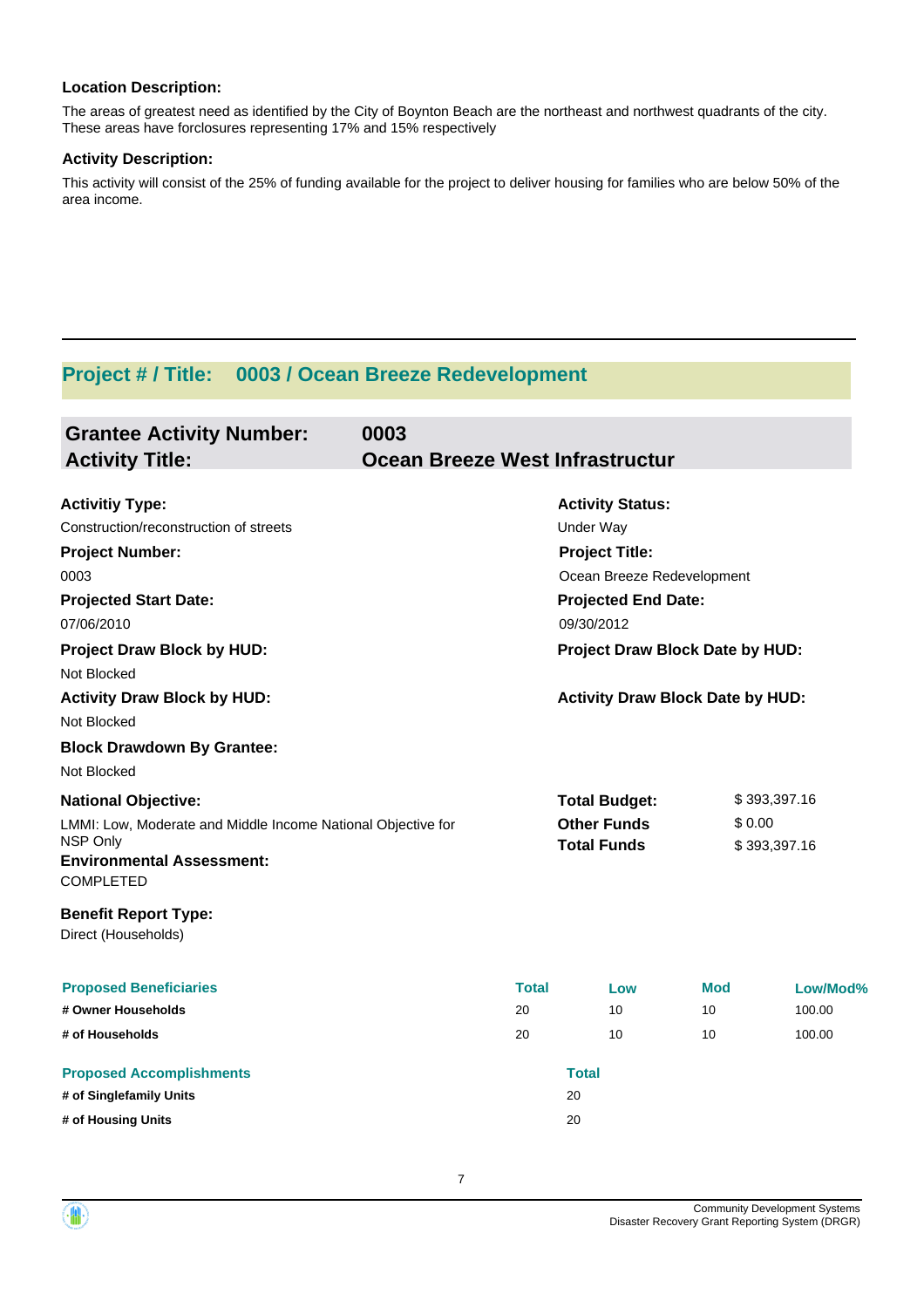**Location Description:**

The areas of greatest need as identified by the City of Boynton Beach are the northeast and northwest quadrants of the city. These areas have forclosures representing 17% and 15% respectively

**Activity Description:**

This activity will consist of the 25% of funding available for the project to deliver housing for families who are below 50% of the area income.

---

## Project # / Title: 0003 / Ocean Breeze Redevelopment

### Grantee Activity Number: 0003
### Activity Title: Ocean Breeze West Infrastructur

**Activitiy Type:**
Construction/reconstruction of streets

**Activity Status:**
Under Way

**Project Number:**
0003

**Project Title:**
Ocean Breeze Redevelopment

**Projected Start Date:**
07/06/2010

**Projected End Date:**
09/30/2012

**Project Draw Block by HUD:**
Not Blocked

**Project Draw Block Date by HUD:**

**Activity Draw Block by HUD:**
Not Blocked

**Activity Draw Block Date by HUD:**

**Block Drawdown By Grantee:**
Not Blocked

**National Objective:**
LMMI: Low, Moderate and Middle Income National Objective for NSP Only

| | |
|---|---|
| **Total Budget:** | $ 393,397.16 |
| **Other Funds** | $ 0.00 |
| **Total Funds** | $ 393,397.16 |

**Environmental Assessment:**
COMPLETED

**Benefit Report Type:**
Direct (Households)

| Proposed Beneficiaries | Total | Low | Mod | Low/Mod% |
|---|---|---|---|---|
| **# Owner Households** | 20 | 10 | 10 | 100.00 |
| **# of Households** | 20 | 10 | 10 | 100.00 |

| Proposed Accomplishments | Total |
|---|---|
| **# of Singlefamily Units** | 20 |
| **# of Housing Units** | 20 |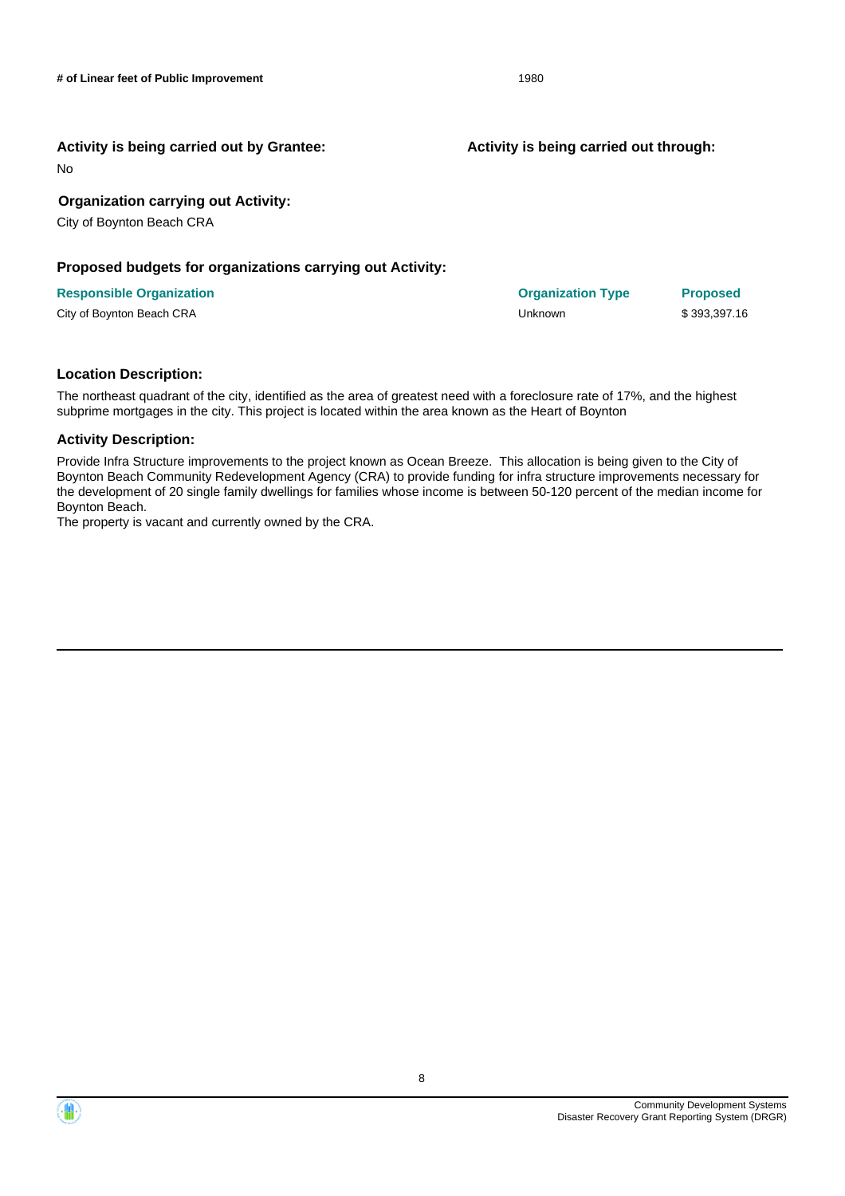| | |
|---|---|
| **# of Linear feet of Public Improvement** | 1980 |

### Activity is being carried out by Grantee:

No

### Activity is being carried out through:

### Organization carrying out Activity:

City of Boynton Beach CRA

### Proposed budgets for organizations carrying out Activity:

| Responsible Organization | Organization Type | Proposed |
|---|---|---|
| City of Boynton Beach CRA | Unknown | $ 393,397.16 |

### Location Description:

The northeast quadrant of the city, identified as the area of greatest need with a foreclosure rate of 17%, and the highest subprime mortgages in the city. This project is located within the area known as the Heart of Boynton

### Activity Description:

Provide Infra Structure improvements to the project known as Ocean Breeze. This allocation is being given to the City of Boynton Beach Community Redevelopment Agency (CRA) to provide funding for infra structure improvements necessary for the development of 20 single family dwellings for families whose income is between 50-120 percent of the median income for Boynton Beach.
The property is vacant and currently owned by the CRA.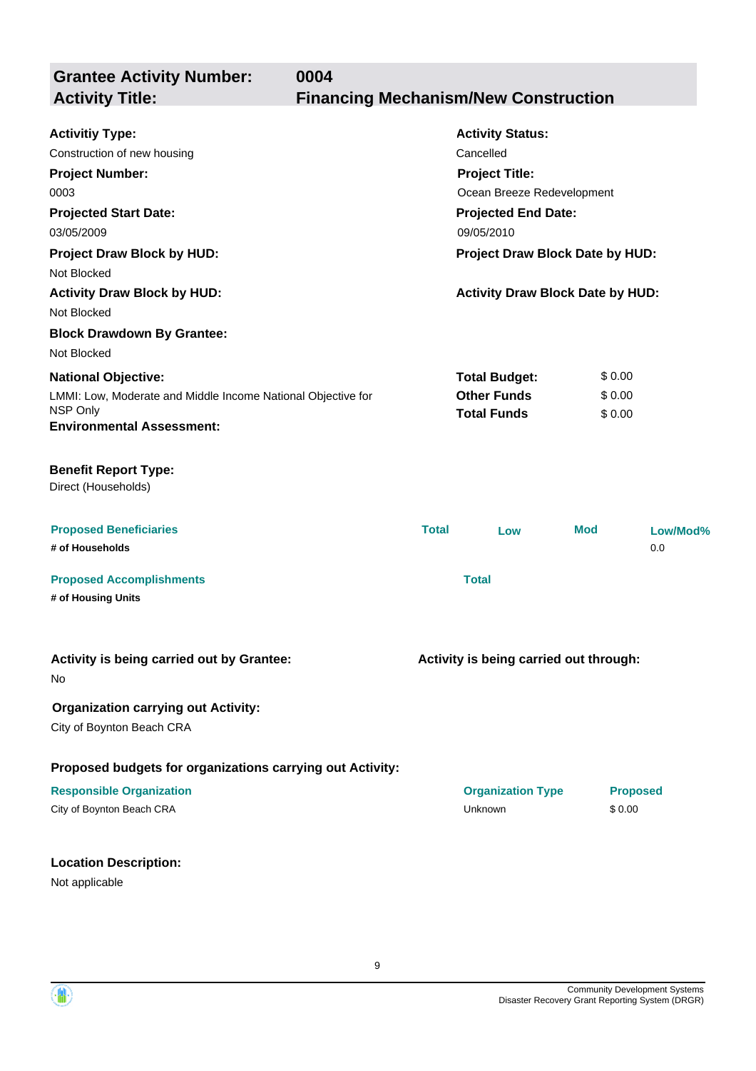## Grantee Activity Number: 0004
## Activity Title: Financing Mechanism/New Construction

**Activitiy Type:**
Construction of new housing

**Activity Status:**
Cancelled

**Project Number:**
0003

**Project Title:**
Ocean Breeze Redevelopment

**Projected Start Date:**
03/05/2009

**Projected End Date:**
09/05/2010

**Project Draw Block by HUD:**
Not Blocked

**Project Draw Block Date by HUD:**

**Activity Draw Block by HUD:**
Not Blocked

**Activity Draw Block Date by HUD:**

**Block Drawdown By Grantee:**
Not Blocked

**National Objective:**
LMMI: Low, Moderate and Middle Income National Objective for NSP Only

| | |
|---|---|
| **Total Budget:** | $ 0.00 |
| **Other Funds** | $ 0.00 |
| **Total Funds** | $ 0.00 |

**Environmental Assessment:**

**Benefit Report Type:**
Direct (Households)

| Proposed Beneficiaries | Total | Low | Mod | Low/Mod% |
|---|---|---|---|---|
| # of Households | | | | 0.0 |

| Proposed Accomplishments | Total |
|---|---|
| # of Housing Units | |

**Activity is being carried out by Grantee:**
No

**Activity is being carried out through:**

**Organization carrying out Activity:**
City of Boynton Beach CRA

**Proposed budgets for organizations carrying out Activity:**

| Responsible Organization | Organization Type | Proposed |
|---|---|---|
| City of Boynton Beach CRA | Unknown | $ 0.00 |

**Location Description:**
Not applicable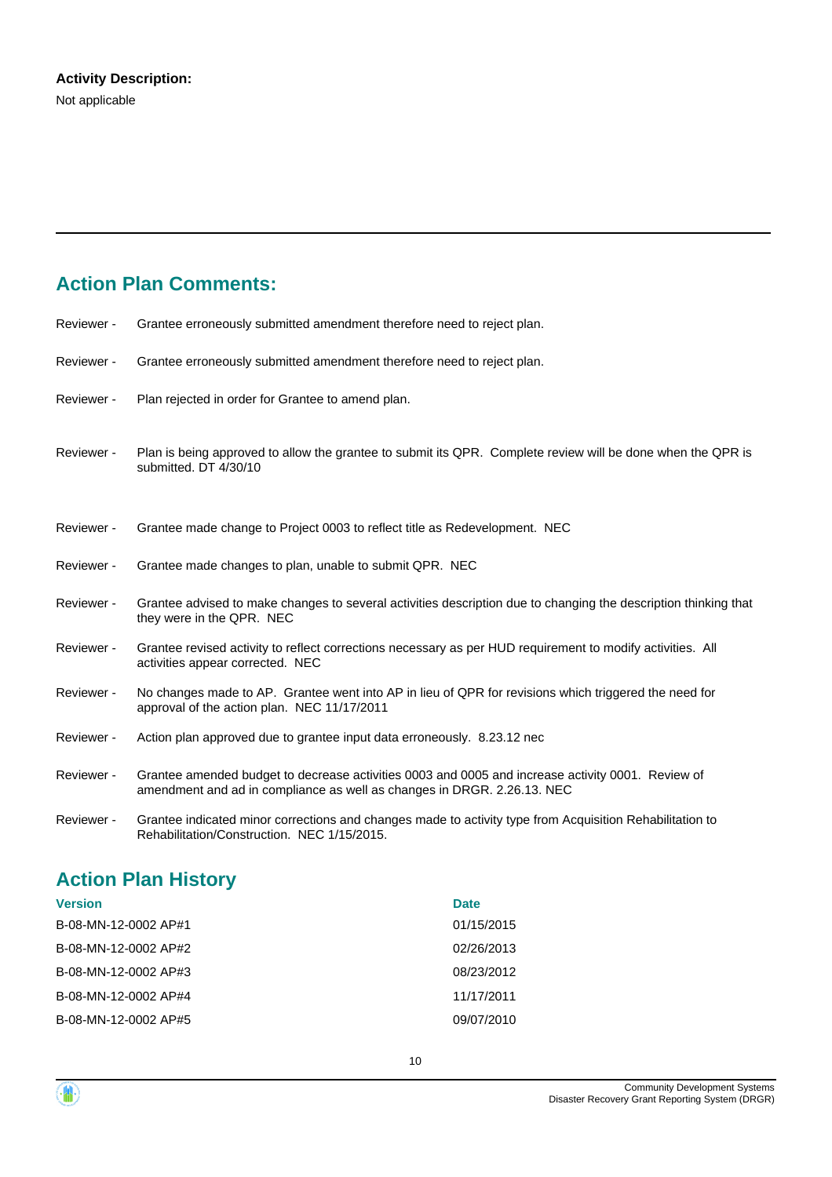**Activity Description:**

Not applicable

---

## Action Plan Comments:

Reviewer - Grantee erroneously submitted amendment therefore need to reject plan.

Reviewer - Grantee erroneously submitted amendment therefore need to reject plan.

Reviewer - Plan rejected in order for Grantee to amend plan.

Reviewer - Plan is being approved to allow the grantee to submit its QPR. Complete review will be done when the QPR is submitted. DT 4/30/10

Reviewer - Grantee made change to Project 0003 to reflect title as Redevelopment. NEC

Reviewer - Grantee made changes to plan, unable to submit QPR. NEC

Reviewer - Grantee advised to make changes to several activities description due to changing the description thinking that they were in the QPR. NEC

Reviewer - Grantee revised activity to reflect corrections necessary as per HUD requirement to modify activities. All activities appear corrected. NEC

Reviewer - No changes made to AP. Grantee went into AP in lieu of QPR for revisions which triggered the need for approval of the action plan. NEC 11/17/2011

Reviewer - Action plan approved due to grantee input data erroneously. 8.23.12 nec

Reviewer - Grantee amended budget to decrease activities 0003 and 0005 and increase activity 0001. Review of amendment and ad in compliance as well as changes in DRGR. 2.26.13. NEC

Reviewer - Grantee indicated minor corrections and changes made to activity type from Acquisition Rehabilitation to Rehabilitation/Construction. NEC 1/15/2015.

## Action Plan History

| Version | Date |
|---|---|
| B-08-MN-12-0002 AP#1 | 01/15/2015 |
| B-08-MN-12-0002 AP#2 | 02/26/2013 |
| B-08-MN-12-0002 AP#3 | 08/23/2012 |
| B-08-MN-12-0002 AP#4 | 11/17/2011 |
| B-08-MN-12-0002 AP#5 | 09/07/2010 |